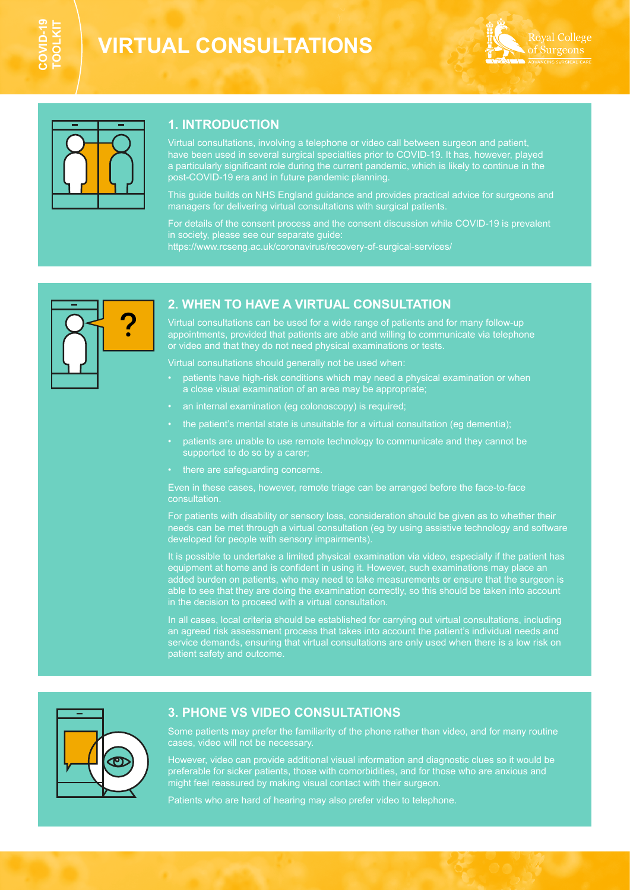# VIRTUAL CONSULTATIONS

COVID-19 TOOLKIT

## 1. INTRODUCTION

Virtual consultations, involving a telephone or video call between surgeon and patient, have been used in several surgical specialties prior to COVID-19. It has, however, played a particularly significant role during the current pandemic, which is likely to continue in the post-COVID-19 era and in future pandemic planning.

This guide builds on NHS England guidance and provides practical advice for surgeons and managers for delivering virtual consultations with surgical patients.

For details of the consent process and the consent discussion while COVID-19 is prevalent in society, please see our separate guide:
https://www.rcseng.ac.uk/coronavirus/recovery-of-surgical-services/

## 2. WHEN TO HAVE A VIRTUAL CONSULTATION

Virtual consultations can be used for a wide range of patients and for many follow-up appointments, provided that patients are able and willing to communicate via telephone or video and that they do not need physical examinations or tests.

Virtual consultations should generally not be used when:

- patients have high-risk conditions which may need a physical examination or when a close visual examination of an area may be appropriate;
- an internal examination (eg colonoscopy) is required;
- the patient's mental state is unsuitable for a virtual consultation (eg dementia);
- patients are unable to use remote technology to communicate and they cannot be supported to do so by a carer;
- there are safeguarding concerns.

Even in these cases, however, remote triage can be arranged before the face-to-face consultation.

For patients with disability or sensory loss, consideration should be given as to whether their needs can be met through a virtual consultation (eg by using assistive technology and software developed for people with sensory impairments).

It is possible to undertake a limited physical examination via video, especially if the patient has equipment at home and is confident in using it. However, such examinations may place an added burden on patients, who may need to take measurements or ensure that the surgeon is able to see that they are doing the examination correctly, so this should be taken into account in the decision to proceed with a virtual consultation.

In all cases, local criteria should be established for carrying out virtual consultations, including an agreed risk assessment process that takes into account the patient's individual needs and service demands, ensuring that virtual consultations are only used when there is a low risk on patient safety and outcome.

## 3. PHONE VS VIDEO CONSULTATIONS

Some patients may prefer the familiarity of the phone rather than video, and for many routine cases, video will not be necessary.

However, video can provide additional visual information and diagnostic clues so it would be preferable for sicker patients, those with comorbidities, and for those who are anxious and might feel reassured by making visual contact with their surgeon.

Patients who are hard of hearing may also prefer video to telephone.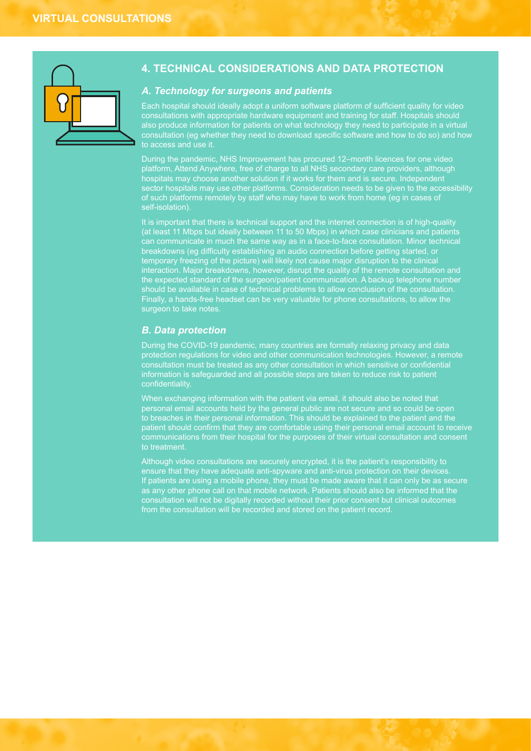## 4. TECHNICAL CONSIDERATIONS AND DATA PROTECTION

### *A. Technology for surgeons and patients*

Each hospital should ideally adopt a uniform software platform of sufficient quality for video consultations with appropriate hardware equipment and training for staff. Hospitals should also produce information for patients on what technology they need to participate in a virtual consultation (eg whether they need to download specific software and how to do so) and how to access and use it.

During the pandemic, NHS Improvement has procured 12–month licences for one video platform, Attend Anywhere, free of charge to all NHS secondary care providers, although hospitals may choose another solution if it works for them and is secure. Independent sector hospitals may use other platforms. Consideration needs to be given to the accessibility of such platforms remotely by staff who may have to work from home (eg in cases of self-isolation).

It is important that there is technical support and the internet connection is of high-quality (at least 11 Mbps but ideally between 11 to 50 Mbps) in which case clinicians and patients can communicate in much the same way as in a face-to-face consultation. Minor technical breakdowns (eg difficulty establishing an audio connection before getting started, or temporary freezing of the picture) will likely not cause major disruption to the clinical interaction. Major breakdowns, however, disrupt the quality of the remote consultation and the expected standard of the surgeon/patient communication. A backup telephone number should be available in case of technical problems to allow conclusion of the consultation. Finally, a hands-free headset can be very valuable for phone consultations, to allow the surgeon to take notes.

### *B. Data protection*

During the COVID-19 pandemic, many countries are formally relaxing privacy and data protection regulations for video and other communication technologies. However, a remote consultation must be treated as any other consultation in which sensitive or confidential information is safeguarded and all possible steps are taken to reduce risk to patient confidentiality.

When exchanging information with the patient via email, it should also be noted that personal email accounts held by the general public are not secure and so could be open to breaches in their personal information. This should be explained to the patient and the patient should confirm that they are comfortable using their personal email account to receive communications from their hospital for the purposes of their virtual consultation and consent to treatment.

Although video consultations are securely encrypted, it is the patient's responsibility to ensure that they have adequate anti-spyware and anti-virus protection on their devices. If patients are using a mobile phone, they must be made aware that it can only be as secure as any other phone call on that mobile network. Patients should also be informed that the consultation will not be digitally recorded without their prior consent but clinical outcomes from the consultation will be recorded and stored on the patient record.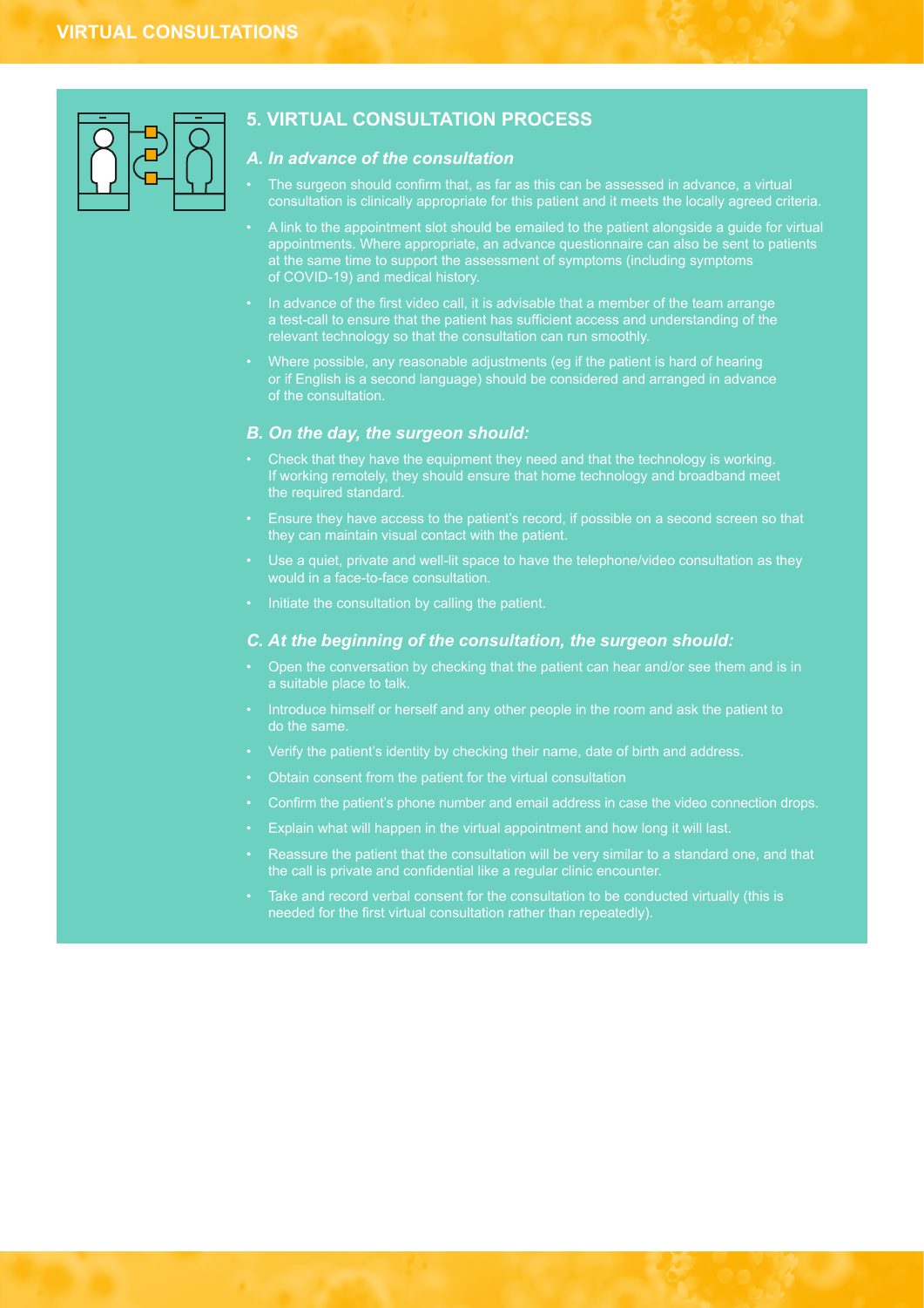## 5. VIRTUAL CONSULTATION PROCESS

### *A. In advance of the consultation*

- The surgeon should confirm that, as far as this can be assessed in advance, a virtual consultation is clinically appropriate for this patient and it meets the locally agreed criteria.
- A link to the appointment slot should be emailed to the patient alongside a guide for virtual appointments. Where appropriate, an advance questionnaire can also be sent to patients at the same time to support the assessment of symptoms (including symptoms of COVID-19) and medical history.
- In advance of the first video call, it is advisable that a member of the team arrange a test-call to ensure that the patient has sufficient access and understanding of the relevant technology so that the consultation can run smoothly.
- Where possible, any reasonable adjustments (eg if the patient is hard of hearing or if English is a second language) should be considered and arranged in advance of the consultation.

### *B. On the day, the surgeon should:*

- Check that they have the equipment they need and that the technology is working. If working remotely, they should ensure that home technology and broadband meet the required standard.
- Ensure they have access to the patient's record, if possible on a second screen so that they can maintain visual contact with the patient.
- Use a quiet, private and well-lit space to have the telephone/video consultation as they would in a face-to-face consultation.
- Initiate the consultation by calling the patient.

### *C. At the beginning of the consultation, the surgeon should:*

- Open the conversation by checking that the patient can hear and/or see them and is in a suitable place to talk.
- Introduce himself or herself and any other people in the room and ask the patient to do the same.
- Verify the patient's identity by checking their name, date of birth and address.
- Obtain consent from the patient for the virtual consultation
- Confirm the patient's phone number and email address in case the video connection drops.
- Explain what will happen in the virtual appointment and how long it will last.
- Reassure the patient that the consultation will be very similar to a standard one, and that the call is private and confidential like a regular clinic encounter.
- Take and record verbal consent for the consultation to be conducted virtually (this is needed for the first virtual consultation rather than repeatedly).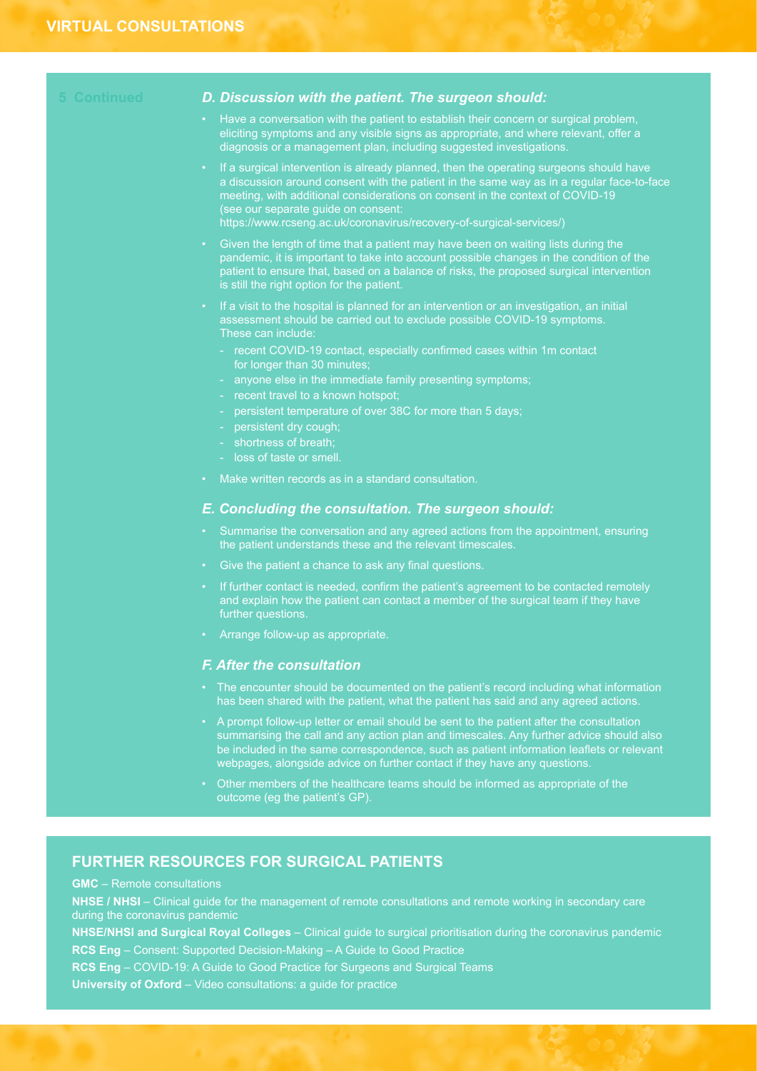5 Continued

### *D. Discussion with the patient. The surgeon should:*

- Have a conversation with the patient to establish their concern or surgical problem, eliciting symptoms and any visible signs as appropriate, and where relevant, offer a diagnosis or a management plan, including suggested investigations.
- If a surgical intervention is already planned, then the operating surgeons should have a discussion around consent with the patient in the same way as in a regular face-to-face meeting, with additional considerations on consent in the context of COVID-19 (see our separate guide on consent: https://www.rcseng.ac.uk/coronavirus/recovery-of-surgical-services/)
- Given the length of time that a patient may have been on waiting lists during the pandemic, it is important to take into account possible changes in the condition of the patient to ensure that, based on a balance of risks, the proposed surgical intervention is still the right option for the patient.
- If a visit to the hospital is planned for an intervention or an investigation, an initial assessment should be carried out to exclude possible COVID-19 symptoms. These can include:
  - recent COVID-19 contact, especially confirmed cases within 1m contact for longer than 30 minutes;
  - anyone else in the immediate family presenting symptoms;
  - recent travel to a known hotspot;
  - persistent temperature of over 38C for more than 5 days;
  - persistent dry cough;
  - shortness of breath;
  - loss of taste or smell.
- Make written records as in a standard consultation.

### *E. Concluding the consultation. The surgeon should:*

- Summarise the conversation and any agreed actions from the appointment, ensuring the patient understands these and the relevant timescales.
- Give the patient a chance to ask any final questions.
- If further contact is needed, confirm the patient's agreement to be contacted remotely and explain how the patient can contact a member of the surgical team if they have further questions.
- Arrange follow-up as appropriate.

### *F. After the consultation*

- The encounter should be documented on the patient's record including what information has been shared with the patient, what the patient has said and any agreed actions.
- A prompt follow-up letter or email should be sent to the patient after the consultation summarising the call and any action plan and timescales. Any further advice should also be included in the same correspondence, such as patient information leaflets or relevant webpages, alongside advice on further contact if they have any questions.
- Other members of the healthcare teams should be informed as appropriate of the outcome (eg the patient's GP).

## FURTHER RESOURCES FOR SURGICAL PATIENTS

**GMC** – Remote consultations

**NHSE / NHSI** – Clinical guide for the management of remote consultations and remote working in secondary care during the coronavirus pandemic

**NHSE/NHSI and Surgical Royal Colleges** – Clinical guide to surgical prioritisation during the coronavirus pandemic

**RCS Eng** – Consent: Supported Decision-Making – A Guide to Good Practice

**RCS Eng** – COVID-19: A Guide to Good Practice for Surgeons and Surgical Teams

**University of Oxford** – Video consultations: a guide for practice